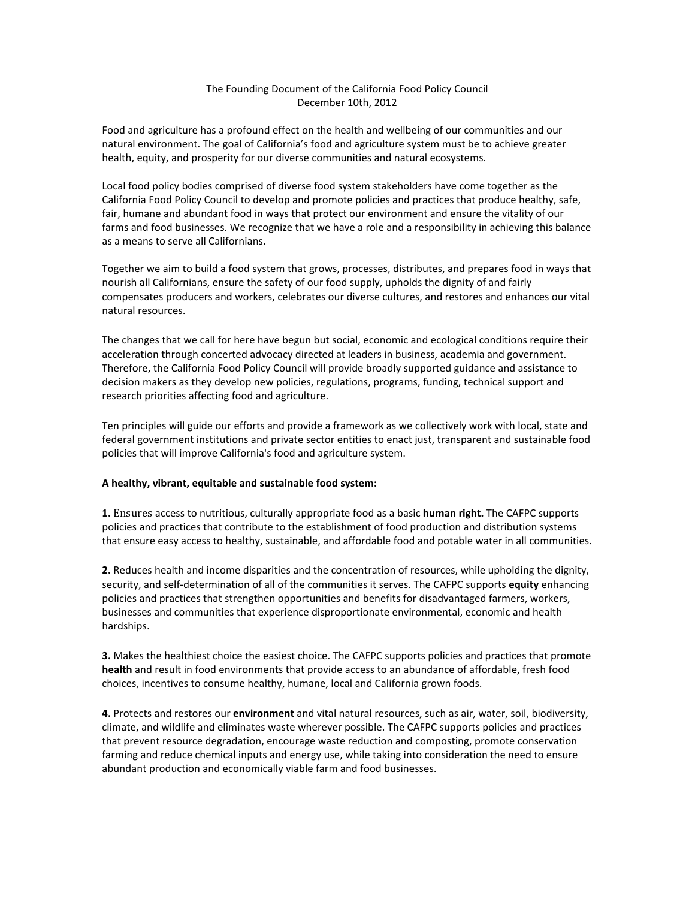# The Founding Document of the California Food Policy Council

December 10th, 2012

Food and agriculture has a profound effect on the health and wellbeing of our communities and our natural environment. The goal of California's food and agriculture system must be to achieve greater health, equity, and prosperity for our diverse communities and natural ecosystems.

Local food policy bodies comprised of diverse food system stakeholders have come together as the California Food Policy Council to develop and promote policies and practices that produce healthy, safe, fair, humane and abundant food in ways that protect our environment and ensure the vitality of our farms and food businesses. We recognize that we have a role and a responsibility in achieving this balance as a means to serve all Californians.

Together we aim to build a food system that grows, processes, distributes, and prepares food in ways that nourish all Californians, ensure the safety of our food supply, upholds the dignity of and fairly compensates producers and workers, celebrates our diverse cultures, and restores and enhances our vital natural resources.

The changes that we call for here have begun but social, economic and ecological conditions require their acceleration through concerted advocacy directed at leaders in business, academia and government. Therefore, the California Food Policy Council will provide broadly supported guidance and assistance to decision makers as they develop new policies, regulations, programs, funding, technical support and research priorities affecting food and agriculture.

Ten principles will guide our efforts and provide a framework as we collectively work with local, state and federal government institutions and private sector entities to enact just, transparent and sustainable food policies that will improve California's food and agriculture system.

**A healthy, vibrant, equitable and sustainable food system:**

**1.** Ensures access to nutritious, culturally appropriate food as a basic **human right.** The CAFPC supports policies and practices that contribute to the establishment of food production and distribution systems that ensure easy access to healthy, sustainable, and affordable food and potable water in all communities.

**2.** Reduces health and income disparities and the concentration of resources, while upholding the dignity, security, and self-determination of all of the communities it serves. The CAFPC supports **equity** enhancing policies and practices that strengthen opportunities and benefits for disadvantaged farmers, workers, businesses and communities that experience disproportionate environmental, economic and health hardships.

**3.** Makes the healthiest choice the easiest choice. The CAFPC supports policies and practices that promote **health** and result in food environments that provide access to an abundance of affordable, fresh food choices, incentives to consume healthy, humane, local and California grown foods.

**4.** Protects and restores our **environment** and vital natural resources, such as air, water, soil, biodiversity, climate, and wildlife and eliminates waste wherever possible. The CAFPC supports policies and practices that prevent resource degradation, encourage waste reduction and composting, promote conservation farming and reduce chemical inputs and energy use, while taking into consideration the need to ensure abundant production and economically viable farm and food businesses.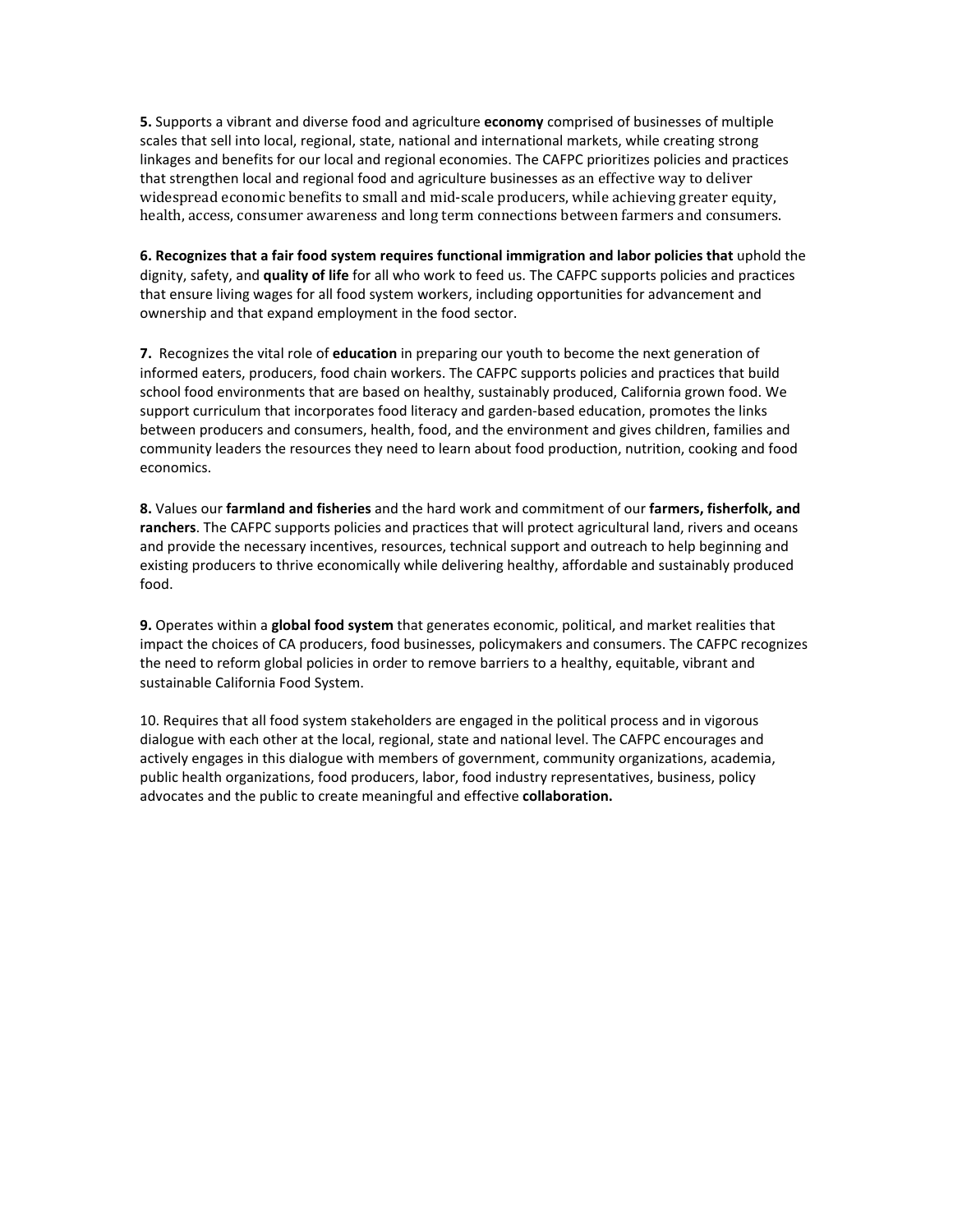**5.** Supports a vibrant and diverse food and agriculture **economy** comprised of businesses of multiple scales that sell into local, regional, state, national and international markets, while creating strong linkages and benefits for our local and regional economies. The CAFPC prioritizes policies and practices that strengthen local and regional food and agriculture businesses as an effective way to deliver widespread economic benefits to small and mid-scale producers, while achieving greater equity, health, access, consumer awareness and long term connections between farmers and consumers.

**6. Recognizes that a fair food system requires functional immigration and labor policies that** uphold the dignity, safety, and **quality of life** for all who work to feed us. The CAFPC supports policies and practices that ensure living wages for all food system workers, including opportunities for advancement and ownership and that expand employment in the food sector.

**7.** Recognizes the vital role of **education** in preparing our youth to become the next generation of informed eaters, producers, food chain workers. The CAFPC supports policies and practices that build school food environments that are based on healthy, sustainably produced, California grown food. We support curriculum that incorporates food literacy and garden-based education, promotes the links between producers and consumers, health, food, and the environment and gives children, families and community leaders the resources they need to learn about food production, nutrition, cooking and food economics.

**8.** Values our **farmland and fisheries** and the hard work and commitment of our **farmers, fisherfolk, and ranchers**. The CAFPC supports policies and practices that will protect agricultural land, rivers and oceans and provide the necessary incentives, resources, technical support and outreach to help beginning and existing producers to thrive economically while delivering healthy, affordable and sustainably produced food.

**9.** Operates within a **global food system** that generates economic, political, and market realities that impact the choices of CA producers, food businesses, policymakers and consumers. The CAFPC recognizes the need to reform global policies in order to remove barriers to a healthy, equitable, vibrant and sustainable California Food System.

10. Requires that all food system stakeholders are engaged in the political process and in vigorous dialogue with each other at the local, regional, state and national level. The CAFPC encourages and actively engages in this dialogue with members of government, community organizations, academia, public health organizations, food producers, labor, food industry representatives, business, policy advocates and the public to create meaningful and effective **collaboration.**